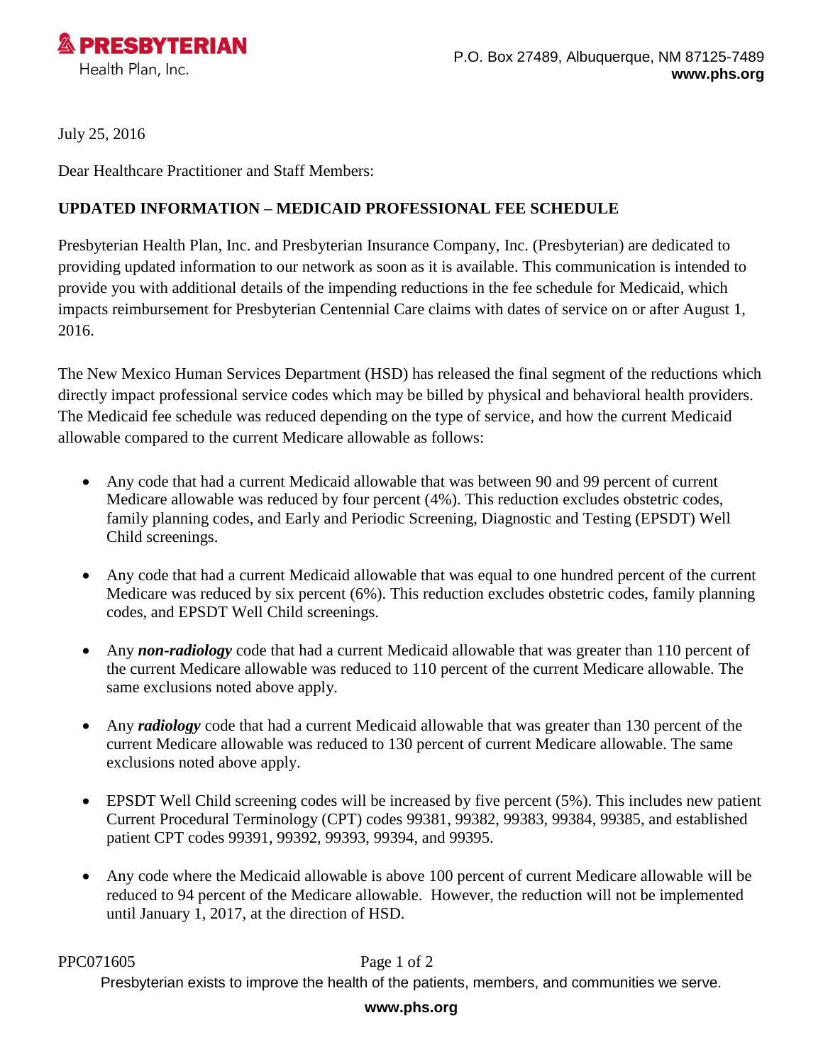**PRESBYTERIAN**
Health Plan, Inc.

P.O. Box 27489, Albuquerque, NM 87125-7489
**www.phs.org**

July 25, 2016

Dear Healthcare Practitioner and Staff Members:

**UPDATED INFORMATION – MEDICAID PROFESSIONAL FEE SCHEDULE**

Presbyterian Health Plan, Inc. and Presbyterian Insurance Company, Inc. (Presbyterian) are dedicated to providing updated information to our network as soon as it is available. This communication is intended to provide you with additional details of the impending reductions in the fee schedule for Medicaid, which impacts reimbursement for Presbyterian Centennial Care claims with dates of service on or after August 1, 2016.

The New Mexico Human Services Department (HSD) has released the final segment of the reductions which directly impact professional service codes which may be billed by physical and behavioral health providers. The Medicaid fee schedule was reduced depending on the type of service, and how the current Medicaid allowable compared to the current Medicare allowable as follows:

- Any code that had a current Medicaid allowable that was between 90 and 99 percent of current Medicare allowable was reduced by four percent (4%). This reduction excludes obstetric codes, family planning codes, and Early and Periodic Screening, Diagnostic and Testing (EPSDT) Well Child screenings.

- Any code that had a current Medicaid allowable that was equal to one hundred percent of the current Medicare was reduced by six percent (6%). This reduction excludes obstetric codes, family planning codes, and EPSDT Well Child screenings.

- Any ***non-radiology*** code that had a current Medicaid allowable that was greater than 110 percent of the current Medicare allowable was reduced to 110 percent of the current Medicare allowable. The same exclusions noted above apply.

- Any ***radiology*** code that had a current Medicaid allowable that was greater than 130 percent of the current Medicare allowable was reduced to 130 percent of current Medicare allowable. The same exclusions noted above apply.

- EPSDT Well Child screening codes will be increased by five percent (5%). This includes new patient Current Procedural Terminology (CPT) codes 99381, 99382, 99383, 99384, 99385, and established patient CPT codes 99391, 99392, 99393, 99394, and 99395.

- Any code where the Medicaid allowable is above 100 percent of current Medicare allowable will be reduced to 94 percent of the Medicare allowable. However, the reduction will not be implemented until January 1, 2017, at the direction of HSD.

PPC071605

Presbyterian exists to improve the health of the patients, members, and communities we serve.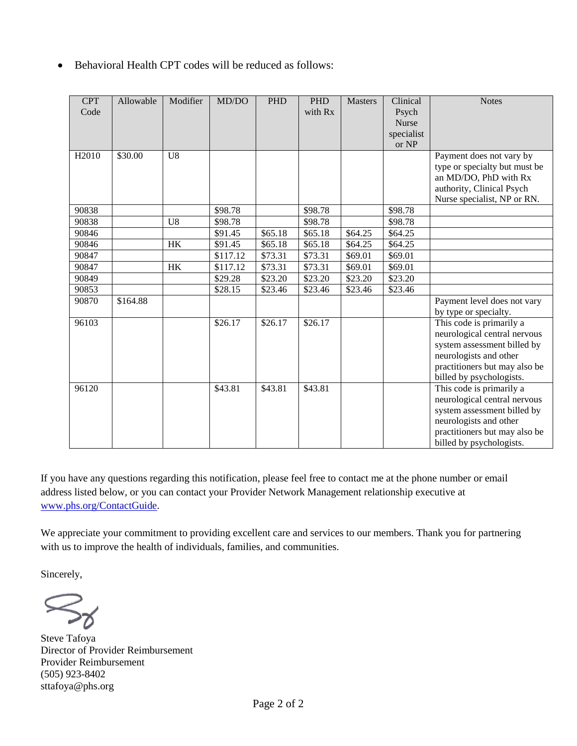- Behavioral Health CPT codes will be reduced as follows:

| CPT Code | Allowable | Modifier | MD/DO | PHD | PHD with Rx | Masters | Clinical Psych Nurse specialist or NP | Notes |
|---|---|---|---|---|---|---|---|---|
| H2010 | $30.00 | U8 | | | | | | Payment does not vary by type or specialty but must be an MD/DO, PhD with Rx authority, Clinical Psych Nurse specialist, NP or RN. |
| 90838 | | | $98.78 | | $98.78 | | $98.78 | |
| 90838 | | U8 | $98.78 | | $98.78 | | $98.78 | |
| 90846 | | | $91.45 | $65.18 | $65.18 | $64.25 | $64.25 | |
| 90846 | | HK | $91.45 | $65.18 | $65.18 | $64.25 | $64.25 | |
| 90847 | | | $117.12 | $73.31 | $73.31 | $69.01 | $69.01 | |
| 90847 | | HK | $117.12 | $73.31 | $73.31 | $69.01 | $69.01 | |
| 90849 | | | $29.28 | $23.20 | $23.20 | $23.20 | $23.20 | |
| 90853 | | | $28.15 | $23.46 | $23.46 | $23.46 | $23.46 | |
| 90870 | $164.88 | | | | | | | Payment level does not vary by type or specialty. |
| 96103 | | | $26.17 | $26.17 | $26.17 | | | This code is primarily a neurological central nervous system assessment billed by neurologists and other practitioners but may also be billed by psychologists. |
| 96120 | | | $43.81 | $43.81 | $43.81 | | | This code is primarily a neurological central nervous system assessment billed by neurologists and other practitioners but may also be billed by psychologists. |

If you have any questions regarding this notification, please feel free to contact me at the phone number or email address listed below, or you can contact your Provider Network Management relationship executive at www.phs.org/ContactGuide.

We appreciate your commitment to providing excellent care and services to our members. Thank you for partnering with us to improve the health of individuals, families, and communities.

Sincerely,

Steve Tafoya
Director of Provider Reimbursement
Provider Reimbursement
(505) 923-8402
sttafoya@phs.org